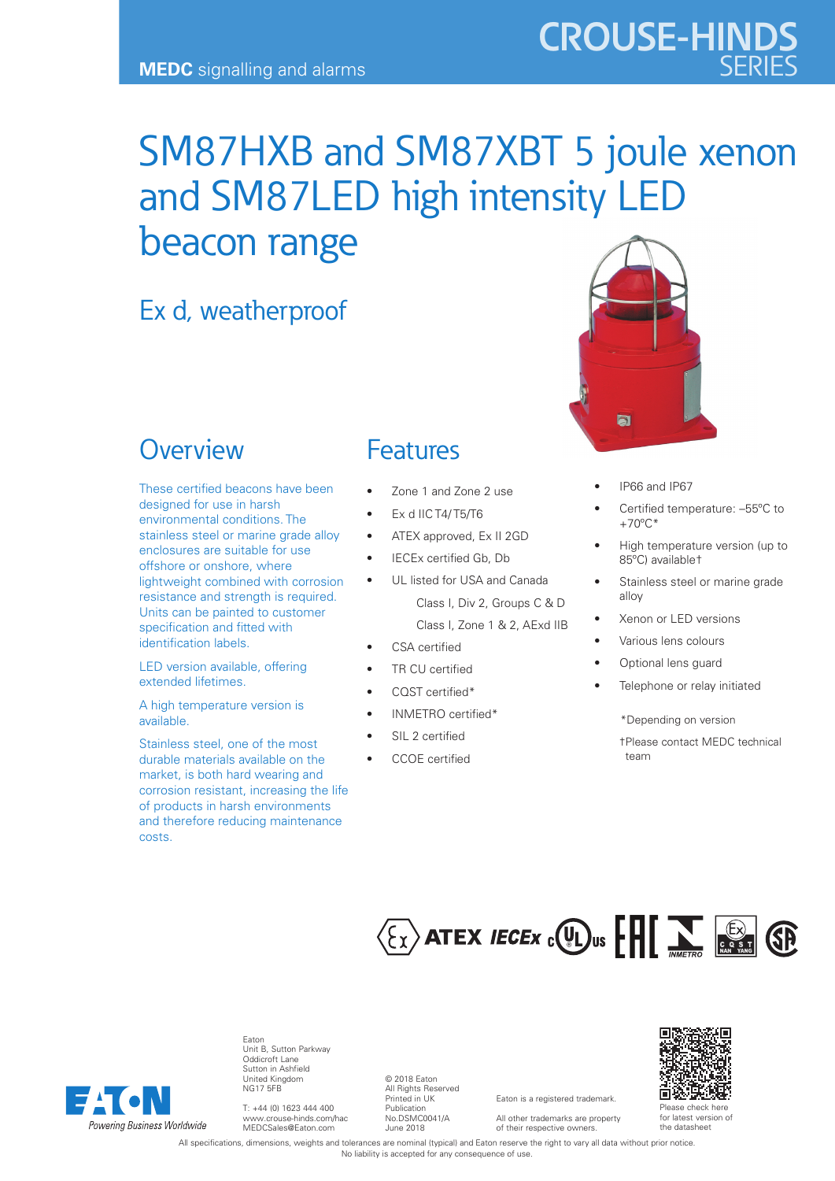MEDC signalling and alarms

# SM87HXB and SM87XBT 5 joule xenon and SM87LED high intensity LED beacon range

## Ex d, weatherproof

## Overview

These certified beacons have been designed for use in harsh environmental conditions. The stainless steel or marine grade alloy enclosures are suitable for use offshore or onshore, where lightweight combined with corrosion resistance and strength is required. Units can be painted to customer specification and fitted with identification labels.

LED version available, offering extended lifetimes.

A high temperature version is available.

Stainless steel, one of the most durable materials available on the market, is both hard wearing and corrosion resistant, increasing the life of products in harsh environments and therefore reducing maintenance costs.

## Features

- Zone 1 and Zone 2 use
- Ex d IIC T4/T5/T6
- ATEX approved, Ex II 2GD
- IECEx certified Gb, Db
- UL listed for USA and Canada
  - Class I, Div 2, Groups C & D
  - Class I, Zone 1 & 2, AExd IIB
- CSA certified
- TR CU certified
- CQST certified*
- INMETRO certified*
- SIL 2 certified
- CCOE certified
- IP66 and IP67
- Certified temperature: –55°C to +70°C*
- High temperature version (up to 85°C) available†
- Stainless steel or marine grade alloy
- Xenon or LED versions
- Various lens colours
- Optional lens guard
- Telephone or relay initiated

*Depending on version

†Please contact MEDC technical team

Eaton
Unit B, Sutton Parkway
Oddicroft Lane
Sutton in Ashfield
United Kingdom
NG17 5FB

T: +44 (0) 1623 444 400
www.crouse-hinds.com/hac
MEDCSales@Eaton.com

© 2018 Eaton
All Rights Reserved
Printed in UK
Publication
No.DSMC0041/A
June 2018

Eaton is a registered trademark.

All other trademarks are property of their respective owners.

Please check here for latest version of the datasheet

All specifications, dimensions, weights and tolerances are nominal (typical) and Eaton reserve the right to vary all data without prior notice. No liability is accepted for any consequence of use.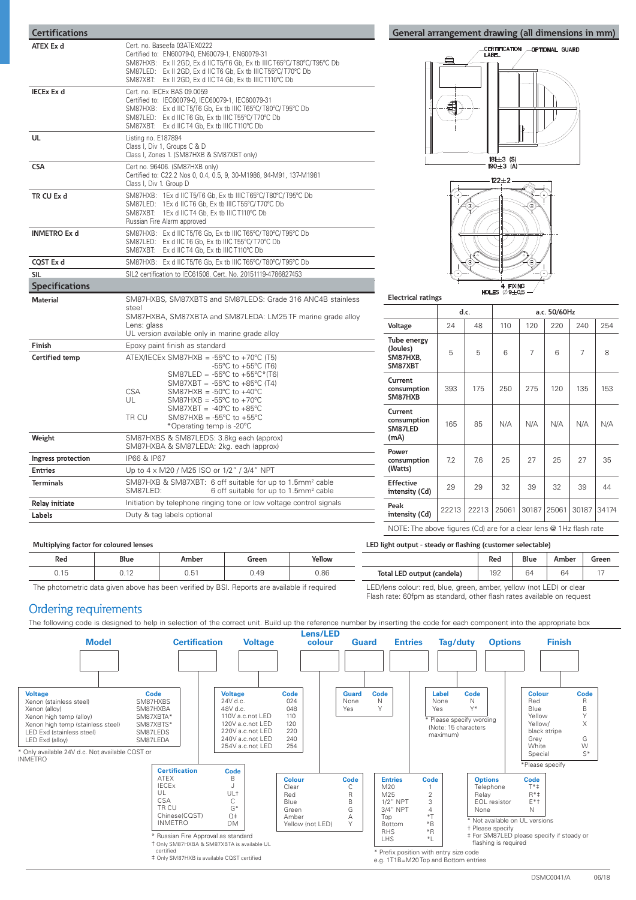## Certifications

| | |
|---|---|
| **ATEX Ex d** | Cert. no. Baseefa 03ATEX0222<br>Certified to: EN60079-0, EN60079-31<br>SM87HXB: Ex II 2GD, Ex d IIC T5/T6 Gb, Ex tb IIIC T65°C/T80°C/T95°C Db<br>SM87LED: Ex II 2GD, Ex d IIC T6 Gb, Ex tb IIIC T55°C/T70°C Db<br>SM87XBT: Ex II 2GD, Ex d IIC T4 Gb, Ex tb IIIC T110°C Db |
| **IECEx Ex d** | Cert. no. IECEx BAS 09.0059<br>Certified to: IEC60079-0, IEC60079-1, IEC60079-31<br>SM87HXB: Ex d IIC T5/T6 Gb, Ex tb IIIC T65°C/T80°C/T95°C Db<br>SM87LED: Ex d IIC T6 Gb, Ex tb IIIC T55°C/T70°C Db<br>SM87XBT: Ex d IIC T4 Gb, Ex tb IIIC T110°C Db |
| **UL** | Listing no. E187894<br>Class I, Div 1, Groups C & D<br>Class I, Zones 1. (SM87HXB & SM87XBT only) |
| **CSA** | Cert no. 96406. (SM87HXB only)<br>Certified to: C22.2 Nos 0, 0.4, 0.5, 9, 30-M1986, 94-M91, 137-M1981<br>Class I, Div 1. Group D |
| **TR CU Ex d** | SM87HXB: 1Ex d IIC T5/T6 Gb, Ex tb IIIC T65°C/T80°C/T95°C Db<br>SM87LED: 1Ex d IIC T6 Gb, Ex tb IIIC T55°C/T70°C Db<br>SM87XBT: 1Ex d IIC T4 Gb, Ex tb IIIC T110°C Db<br>Russian Fire Alarm approved |
| **INMETRO Ex d** | SM87HXB: Ex d IIC T5/T6 Gb, Ex tb IIIC T65°C/T80°C/T95°C Db<br>SM87LED: Ex d IIC T6 Gb, Ex tb IIIC T55°C/T70°C Db<br>SM87XBT: Ex d IIC T4 Gb, Ex tb IIIC T110°C Db |
| **CQST Ex d** | SM87HXB: Ex d IIC T5/T6 Gb, Ex tb IIIC T65°C/T80°C/T95°C Db |
| **SIL** | SIL2 certification to IEC61508. Cert. No. 20151119-4786827453 |

## Specifications

| | |
|---|---|
| **Material** | SM87HXBS, SM87XBTS and SM87LEDS: Grade 316 ANC4B stainless steel<br>SM87HXBA, SM87XBTA and SM87LEDA: LM25 TF marine grade alloy<br>Lens: glass<br>UL version available only in marine grade alloy |
| **Finish** | Epoxy paint finish as standard |
| **Certified temp** | ATEX/IECEx SM87HXB = -55°C to +70°C (T5)<br>-55°C to +55°C (T6)<br>SM87LED = -55°C to +55°C*(T6)<br>SM87XBT = -55°C to +85°C (T4)<br>CSA SM87HXB = -50°C to +40°C<br>UL SM87HXB = -55°C to +70°C<br>SM87XBT = -40°C to +85°C<br>TR CU SM87HXB = -55°C to +55°C<br>*Operating temp is -20°C |
| **Weight** | SM87HXBS & SM87LEDS: 3.8kg each (approx)<br>SM87HXBA & SM87LEDA: 2kg. each (approx) |
| **Ingress protection** | IP66 & IP67 |
| **Entries** | Up to 4 x M20 / M25 ISO or 1/2" / 3/4" NPT |
| **Terminals** | SM87HXB & SM87XBT: 6 off suitable for up to 1.5mm² cable<br>SM87LED: 6 off suitable for up to 1.5mm² cable |
| **Relay initiate** | Initiation by telephone ringing tone or low voltage control signals |
| **Labels** | Duty & tag labels optional |

## General arrangement drawing (all dimensions in mm)

CERTIFICATION LABEL
OPTIONAL GUARD
181±3 (S)
190±3 (A)
122±2
4 FIXING HOLES ∅9±0.5

## Electrical ratings

| | d.c. | | a.c. 50/60Hz | | | | |
|---|---|---|---|---|---|---|---|
| **Voltage** | 24 | 48 | 110 | 120 | 220 | 240 | 254 |
| **Tube energy (Joules) SM87HXB, SM87XBT** | 5 | 5 | 6 | 7 | 6 | 7 | 8 |
| **Current consumption SM87HXB** | 393 | 175 | 250 | 275 | 120 | 135 | 153 |
| **Current consumption SM87LED (mA)** | 165 | 85 | N/A | N/A | N/A | N/A | N/A |
| **Power consumption (Watts)** | 7.2 | 7.6 | 25 | 27 | 25 | 27 | 35 |
| **Effective intensity (Cd)** | 29 | 29 | 32 | 39 | 32 | 39 | 44 |
| **Peak intensity (Cd)** | 22213 | 22213 | 25061 | 30187 | 25061 | 30187 | 34174 |

NOTE: The above figures (Cd) are for a clear lens @ 1Hz flash rate

### Multiplying factor for coloured lenses

| Red | Blue | Amber | Green | Yellow |
|---|---|---|---|---|
| 0.15 | 0.12 | 0.51 | 0.49 | 0.86 |

The photometric data given above has been verified by BSI. Reports are available if required

### LED light output - steady or flashing (customer selectable)

| | Red | Blue | Amber | Green |
|---|---|---|---|---|
| **Total LED output (candela)** | 192 | 64 | 64 | 17 |

LED/lens colour: red, blue, green, amber, yellow (not LED) or clear
Flash rate: 60fpm as standard, other flash rates available on request

## Ordering requirements

The following code is designed to help in selection of the correct unit. Build up the reference number by inserting the code for each component into the appropriate box

**Model** | **Certification** | **Voltage** | **Lens/LED colour** | **Guard** | **Entries** | **Tag/duty** | **Options** | **Finish**

| Voltage | Code |
|---|---|
| Xenon (stainless steel) | SM87HXBS |
| Xenon (alloy) | SM87HXBA |
| Xenon high temp (alloy) | SM87XBTA* |
| Xenon high temp (stainless steel) | SM87XBTS* |
| LED Exd (stainless steel) | SM87LEDS |
| LED Exd (alloy) | SM87LEDA |

* Only available 24V d.c. Not available CQST or INMETRO

| Certification | Code |
|---|---|
| ATEX | B |
| IECEx | J |
| UL | UL† |
| CSA | C |
| TR CU | G* |
| Chinese(CQST) | Q‡ |
| INMETRO | DM |

* Russian Fire Approval as standard
† Only SM87HXBA & SM87XBTA is available UL certified
‡ Only SM87HXB is available CQST certified

| Voltage | Code |
|---|---|
| 24V d.c. | 024 |
| 48V d.c. | 048 |
| 110V a.c.not LED | 110 |
| 120V a.c.not LED | 120 |
| 220V a.c.not LED | 220 |
| 240V a.c.not LED | 240 |
| 254V a.c.not LED | 254 |

| Colour | Code |
|---|---|
| Clear | C |
| Red | R |
| Blue | B |
| Green | G |
| Amber | A |
| Yellow (not LED) | Y |

| Guard | Code |
|---|---|
| None | N |
| Yes | Y |

| Entries | Code |
|---|---|
| M20 | 1 |
| M25 | 2 |
| 1/2" NPT | 3 |
| 3/4" NPT | 4 |
| Top | *T |
| Bottom | *B |
| RHS | *R |
| LHS | *L |

* Prefix position with entry size code
e.g. 1T1B=M20 Top and Bottom entries

| Label | Code |
|---|---|
| None | N |
| Yes | Y* |

* Please specify wording (Note: 15 characters maximum)

| Options | Code |
|---|---|
| Telephone | T*‡ |
| Relay | R*‡ |
| EOL resistor | E*† |
| None | N |

* Not available on UL versions
† Please specify
‡ For SM87LED please specify if steady or flashing is required

| Colour | Code |
|---|---|
| Red | R |
| Blue | B |
| Yellow | Y |
| Yellow/ black stripe | X |
| Grey | G |
| White | W |
| Special | S* |

*Please specify

DSMC0041/A 06/18